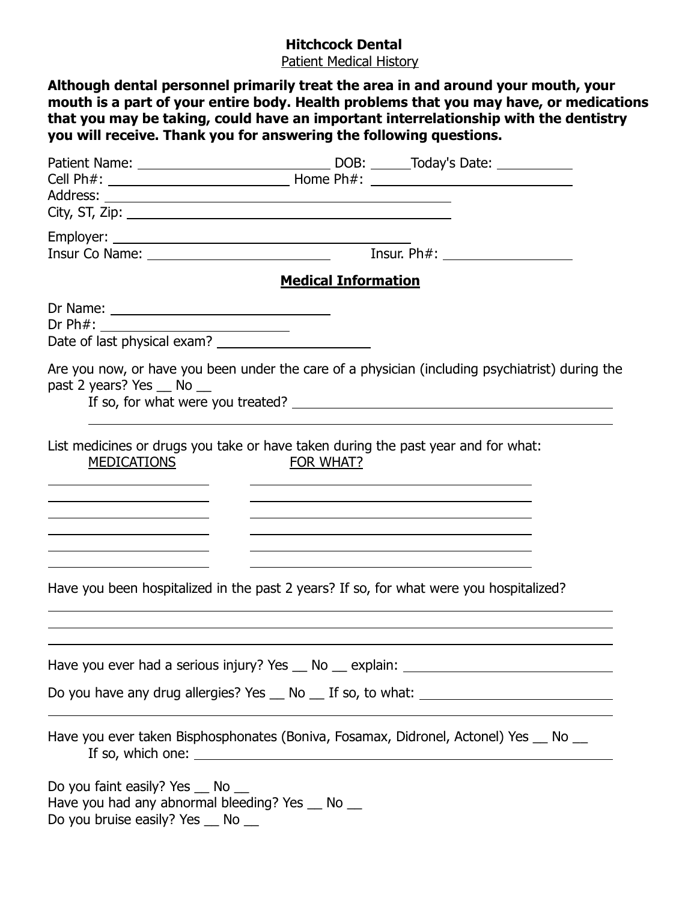# Hitchcock Dental

Patient Medical History

**Although dental personnel primarily treat the area in and around your mouth, your mouth is a part of your entire body. Health problems that you may have, or medications that you may be taking, could have an important interrelationship with the dentistry you will receive. Thank you for answering the following questions.**

Patient Name: ______________________ DOB: _____ Today's Date: __________

Cell Ph#: ______________________ Home Ph#: ______________________

Address: ______________________________________________

City, ST, Zip: ______________________________________________

Employer: ______________________________________

Insur Co Name: ______________________ Insur. Ph#: ________________

## Medical Information

Dr Name: ______________________

Dr Ph#: ______________________

Date of last physical exam? ________________

Are you now, or have you been under the care of a physician (including psychiatrist) during the past 2 years? Yes __ No __

If so, for what were you treated? ______________________________________

______________________________________________________________

List medicines or drugs you take or have taken during the past year and for what:

| MEDICATIONS | FOR WHAT? |
| --- | --- |
| | |
| | |
| | |
| | |
| | |
| | |

Have you been hospitalized in the past 2 years? If so, for what were you hospitalized?

______________________________________________________________

______________________________________________________________

______________________________________________________________

Have you ever had a serious injury? Yes __ No __ explain: ______________________

Do you have any drug allergies? Yes __ No __ If so, to what: ______________________

______________________________________________________________

Have you ever taken Bisphosphonates (Boniva, Fosamax, Didronel, Actonel) Yes __ No __

If so, which one: ______________________________________________

Do you faint easily? Yes __ No __

Have you had any abnormal bleeding? Yes __ No __

Do you bruise easily? Yes __ No __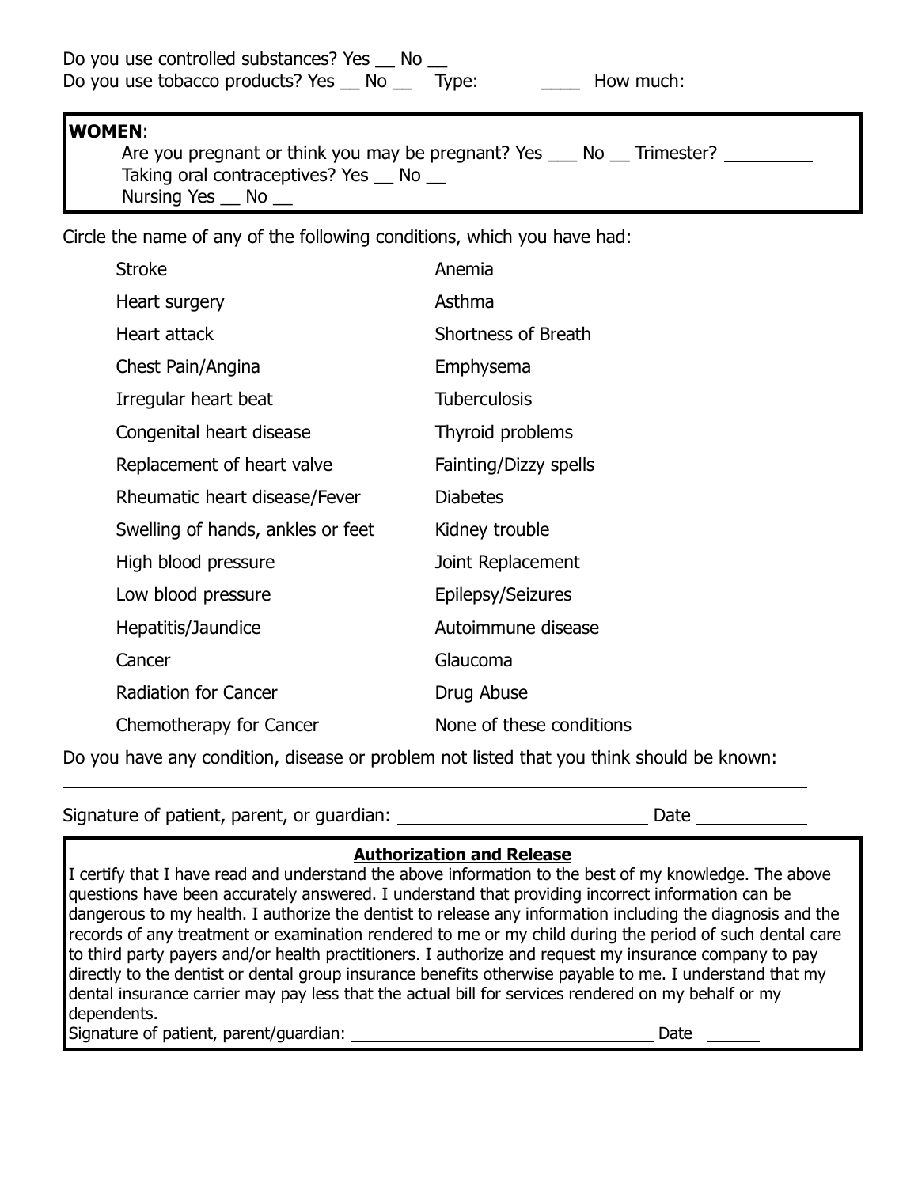Do you use controlled substances? Yes __ No __

Do you use tobacco products? Yes __ No __ Type:__________ How much:____________

**WOMEN**:

Are you pregnant or think you may be pregnant? Yes ___ No __ Trimester? ________

Taking oral contraceptives? Yes __ No __

Nursing Yes __ No __

Circle the name of any of the following conditions, which you have had:

| | |
|---|---|
| Stroke | Anemia |
| Heart surgery | Asthma |
| Heart attack | Shortness of Breath |
| Chest Pain/Angina | Emphysema |
| Irregular heart beat | Tuberculosis |
| Congenital heart disease | Thyroid problems |
| Replacement of heart valve | Fainting/Dizzy spells |
| Rheumatic heart disease/Fever | Diabetes |
| Swelling of hands, ankles or feet | Kidney trouble |
| High blood pressure | Joint Replacement |
| Low blood pressure | Epilepsy/Seizures |
| Hepatitis/Jaundice | Autoimmune disease |
| Cancer | Glaucoma |
| Radiation for Cancer | Drug Abuse |
| Chemotherapy for Cancer | None of these conditions |

Do you have any condition, disease or problem not listed that you think should be known:

______________________________________________________________________________

Signature of patient, parent, or guardian: ________________________ Date __________

**Authorization and Release**

I certify that I have read and understand the above information to the best of my knowledge. The above questions have been accurately answered. I understand that providing incorrect information can be dangerous to my health. I authorize the dentist to release any information including the diagnosis and the records of any treatment or examination rendered to me or my child during the period of such dental care to third party payers and/or health practitioners. I authorize and request my insurance company to pay directly to the dentist or dental group insurance benefits otherwise payable to me. I understand that my dental insurance carrier may pay less that the actual bill for services rendered on my behalf or my dependents.

Signature of patient, parent/guardian: ______________________________ Date ______